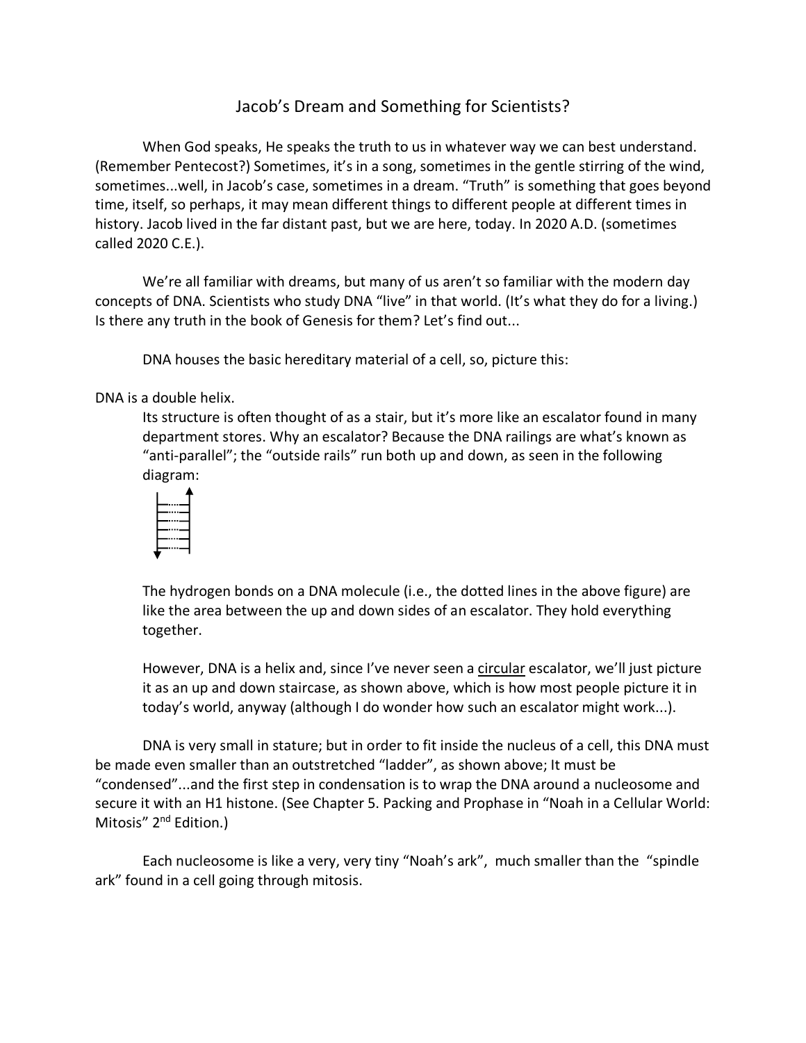# Jacob's Dream and Something for Scientists?

When God speaks, He speaks the truth to us in whatever way we can best understand. (Remember Pentecost?) Sometimes, it's in a song, sometimes in the gentle stirring of the wind, sometimes...well, in Jacob's case, sometimes in a dream. "Truth" is something that goes beyond time, itself, so perhaps, it may mean different things to different people at different times in history. Jacob lived in the far distant past, but we are here, today. In 2020 A.D. (sometimes called 2020 C.E.).

We're all familiar with dreams, but many of us aren't so familiar with the modern day concepts of DNA. Scientists who study DNA "live" in that world. (It's what they do for a living.) Is there any truth in the book of Genesis for them? Let's find out...

DNA houses the basic hereditary material of a cell, so, picture this:

DNA is a double helix.

Its structure is often thought of as a stair, but it's more like an escalator found in many department stores. Why an escalator? Because the DNA railings are what's known as "anti-parallel"; the "outside rails" run both up and down, as seen in the following diagram:

The hydrogen bonds on a DNA molecule (i.e., the dotted lines in the above figure) are like the area between the up and down sides of an escalator. They hold everything together.

However, DNA is a helix and, since I've never seen a <u>circular</u> escalator, we'll just picture it as an up and down staircase, as shown above, which is how most people picture it in today's world, anyway (although I do wonder how such an escalator might work...).

DNA is very small in stature; but in order to fit inside the nucleus of a cell, this DNA must be made even smaller than an outstretched "ladder", as shown above; It must be "condensed"...and the first step in condensation is to wrap the DNA around a nucleosome and secure it with an H1 histone. (See Chapter 5. Packing and Prophase in "Noah in a Cellular World: Mitosis" 2nd Edition.)

Each nucleosome is like a very, very tiny "Noah's ark", much smaller than the "spindle ark" found in a cell going through mitosis.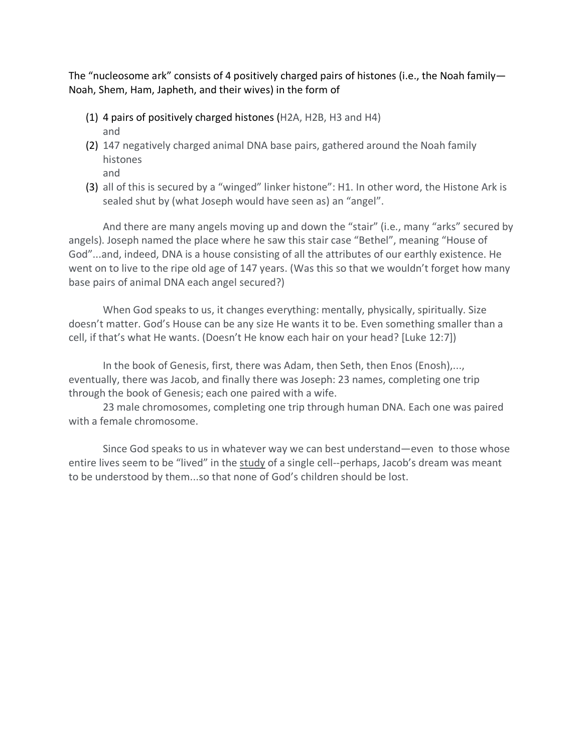The "nucleosome ark" consists of 4 positively charged pairs of histones (i.e., the Noah family—Noah, Shem, Ham, Japheth, and their wives) in the form of

(1) 4 pairs of positively charged histones (H2A, H2B, H3 and H4)
    and
(2) 147 negatively charged animal DNA base pairs, gathered around the Noah family histones
    and
(3) all of this is secured by a "winged" linker histone": H1. In other word, the Histone Ark is sealed shut by (what Joseph would have seen as) an "angel".

And there are many angels moving up and down the "stair" (i.e., many "arks" secured by angels). Joseph named the place where he saw this stair case "Bethel", meaning "House of God"...and, indeed, DNA is a house consisting of all the attributes of our earthly existence. He went on to live to the ripe old age of 147 years. (Was this so that we wouldn't forget how many base pairs of animal DNA each angel secured?)

When God speaks to us, it changes everything: mentally, physically, spiritually. Size doesn't matter. God's House can be any size He wants it to be. Even something smaller than a cell, if that's what He wants. (Doesn't He know each hair on your head? [Luke 12:7])

In the book of Genesis, first, there was Adam, then Seth, then Enos (Enosh),..., eventually, there was Jacob, and finally there was Joseph: 23 names, completing one trip through the book of Genesis; each one paired with a wife.

23 male chromosomes, completing one trip through human DNA. Each one was paired with a female chromosome.

Since God speaks to us in whatever way we can best understand—even to those whose entire lives seem to be "lived" in the <u>study</u> of a single cell--perhaps, Jacob's dream was meant to be understood by them...so that none of God's children should be lost.